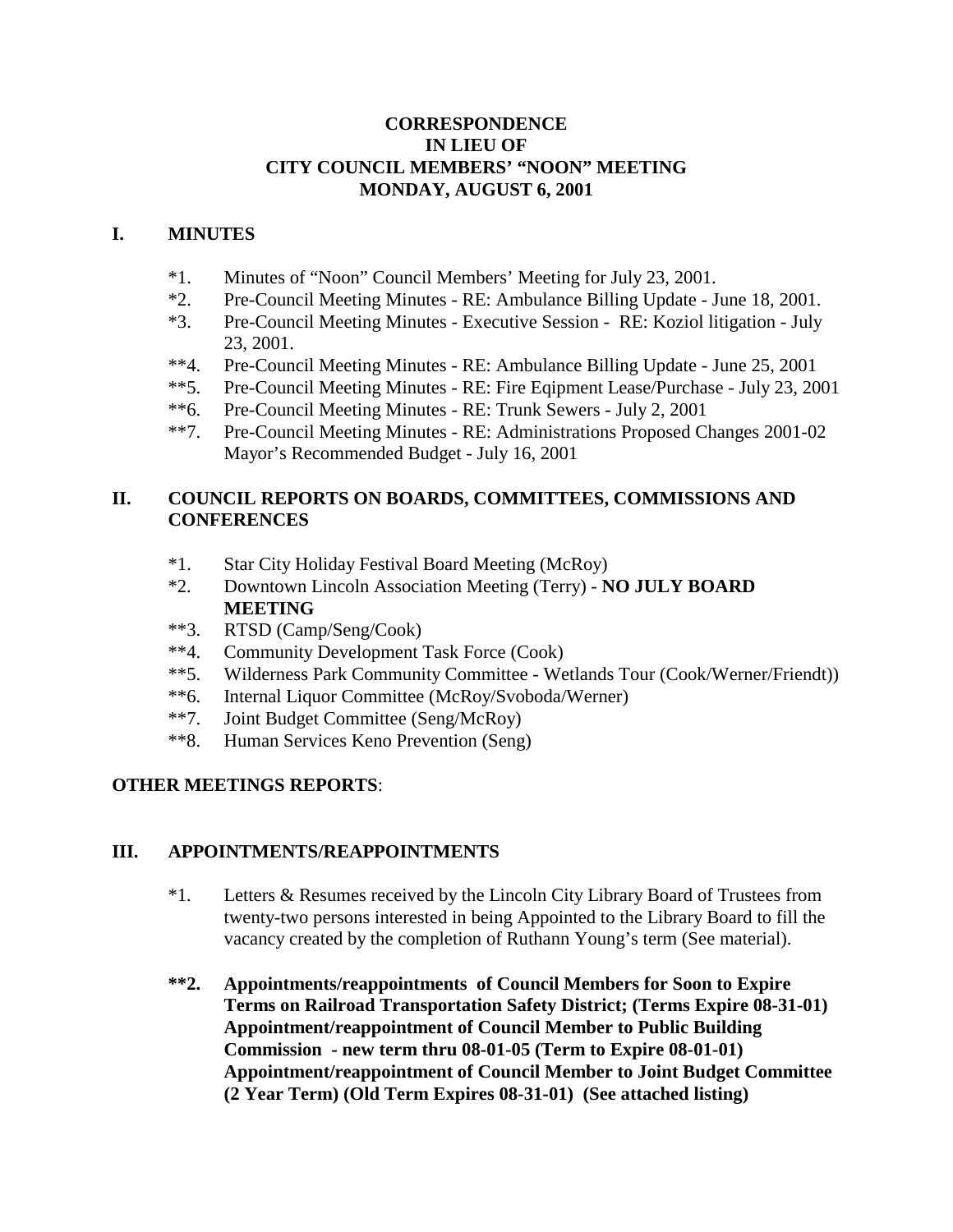**CORRESPONDENCE**
**IN LIEU OF**
**CITY COUNCIL MEMBERS' "NOON" MEETING**
**MONDAY, AUGUST 6, 2001**

## I. MINUTES

*1. Minutes of "Noon" Council Members' Meeting for July 23, 2001.
*2. Pre-Council Meeting Minutes - RE: Ambulance Billing Update - June 18, 2001.
*3. Pre-Council Meeting Minutes - Executive Session - RE: Koziol litigation - July 23, 2001.
**4. Pre-Council Meeting Minutes - RE: Ambulance Billing Update - June 25, 2001
**5. Pre-Council Meeting Minutes - RE: Fire Eqipment Lease/Purchase - July 23, 2001
**6. Pre-Council Meeting Minutes - RE: Trunk Sewers - July 2, 2001
**7. Pre-Council Meeting Minutes - RE: Administrations Proposed Changes 2001-02 Mayor's Recommended Budget - July 16, 2001

## II. COUNCIL REPORTS ON BOARDS, COMMITTEES, COMMISSIONS AND CONFERENCES

*1. Star City Holiday Festival Board Meeting (McRoy)
*2. Downtown Lincoln Association Meeting (Terry) - **NO JULY BOARD MEETING**
**3. RTSD (Camp/Seng/Cook)
**4. Community Development Task Force (Cook)
**5. Wilderness Park Community Committee - Wetlands Tour (Cook/Werner/Friendt))
**6. Internal Liquor Committee (McRoy/Svoboda/Werner)
**7. Joint Budget Committee (Seng/McRoy)
**8. Human Services Keno Prevention (Seng)

**OTHER MEETINGS REPORTS**:

## III. APPOINTMENTS/REAPPOINTMENTS

*1. Letters & Resumes received by the Lincoln City Library Board of Trustees from twenty-two persons interested in being Appointed to the Library Board to fill the vacancy created by the completion of Ruthann Young's term (See material).

**2. Appointments/reappointments of Council Members for Soon to Expire Terms on Railroad Transportation Safety District; (Terms Expire 08-31-01) Appointment/reappointment of Council Member to Public Building Commission - new term thru 08-01-05 (Term to Expire 08-01-01) Appointment/reappointment of Council Member to Joint Budget Committee (2 Year Term) (Old Term Expires 08-31-01) (See attached listing)**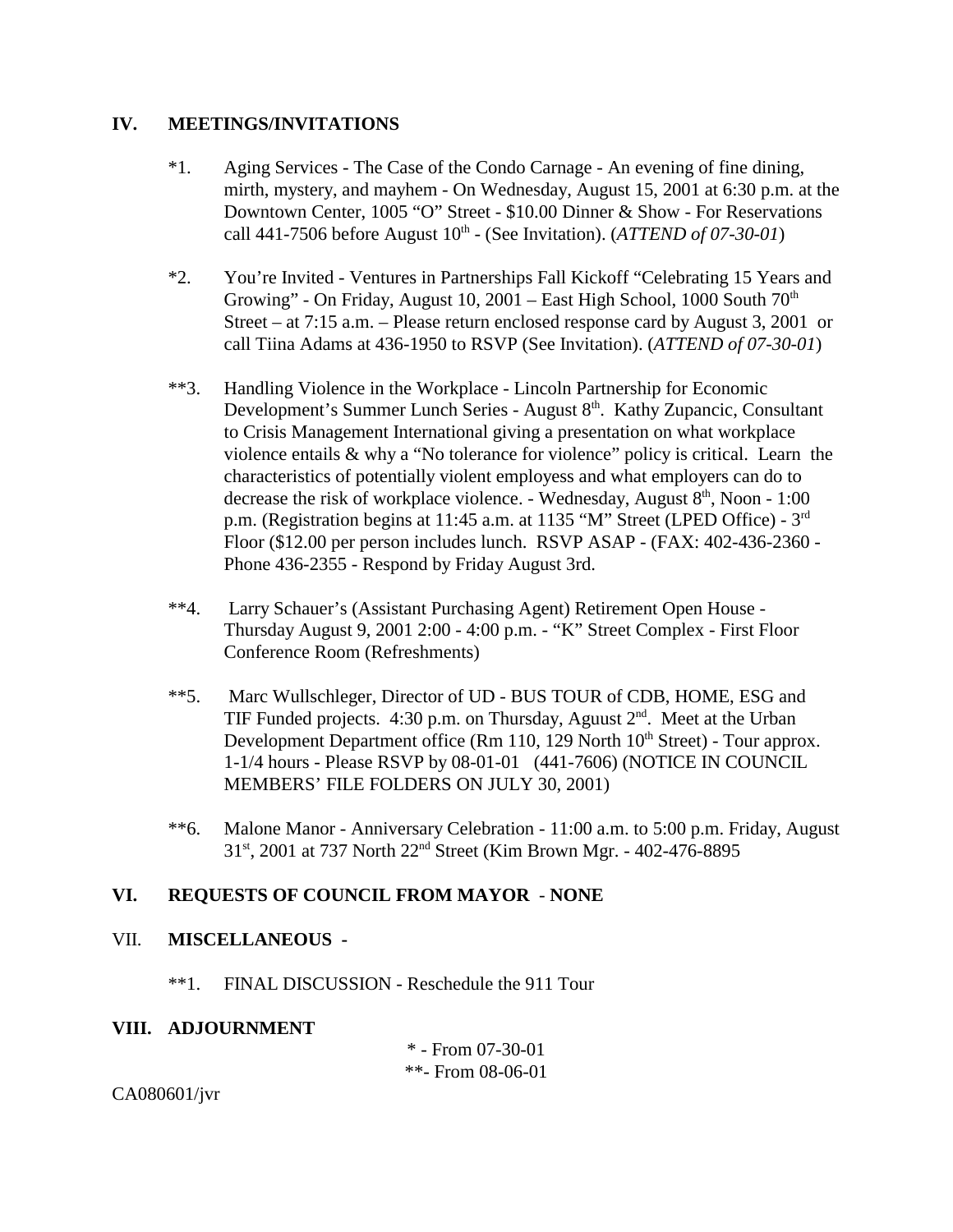## IV. MEETINGS/INVITATIONS

*1. Aging Services - The Case of the Condo Carnage - An evening of fine dining, mirth, mystery, and mayhem - On Wednesday, August 15, 2001 at 6:30 p.m. at the Downtown Center, 1005 "O" Street - $10.00 Dinner & Show - For Reservations call 441-7506 before August 10th - (See Invitation). (*ATTEND of 07-30-01*)

*2. You're Invited - Ventures in Partnerships Fall Kickoff "Celebrating 15 Years and Growing" - On Friday, August 10, 2001 – East High School, 1000 South 70th Street – at 7:15 a.m. – Please return enclosed response card by August 3, 2001 or call Tiina Adams at 436-1950 to RSVP (See Invitation). (*ATTEND of 07-30-01*)

**3. Handling Violence in the Workplace - Lincoln Partnership for Economic Development's Summer Lunch Series - August 8th. Kathy Zupancic, Consultant to Crisis Management International giving a presentation on what workplace violence entails & why a "No tolerance for violence" policy is critical. Learn the characteristics of potentially violent employess and what employers can do to decrease the risk of workplace violence. - Wednesday, August 8th, Noon - 1:00 p.m. (Registration begins at 11:45 a.m. at 1135 "M" Street (LPED Office) - 3rd Floor ($12.00 per person includes lunch. RSVP ASAP - (FAX: 402-436-2360 - Phone 436-2355 - Respond by Friday August 3rd.

**4. Larry Schauer's (Assistant Purchasing Agent) Retirement Open House - Thursday August 9, 2001 2:00 - 4:00 p.m. - "K" Street Complex - First Floor Conference Room (Refreshments)

**5. Marc Wullschleger, Director of UD - BUS TOUR of CDB, HOME, ESG and TIF Funded projects. 4:30 p.m. on Thursday, Aguust 2nd. Meet at the Urban Development Department office (Rm 110, 129 North 10th Street) - Tour approx. 1-1/4 hours - Please RSVP by 08-01-01 (441-7606) (NOTICE IN COUNCIL MEMBERS' FILE FOLDERS ON JULY 30, 2001)

**6. Malone Manor - Anniversary Celebration - 11:00 a.m. to 5:00 p.m. Friday, August 31st, 2001 at 737 North 22nd Street (Kim Brown Mgr. - 402-476-8895

## VI. REQUESTS OF COUNCIL FROM MAYOR - NONE

## VII. MISCELLANEOUS -

**1. FINAL DISCUSSION - Reschedule the 911 Tour

## VIII. ADJOURNMENT

\* - From 07-30-01
\*\*- From 08-06-01

CA080601/jvr